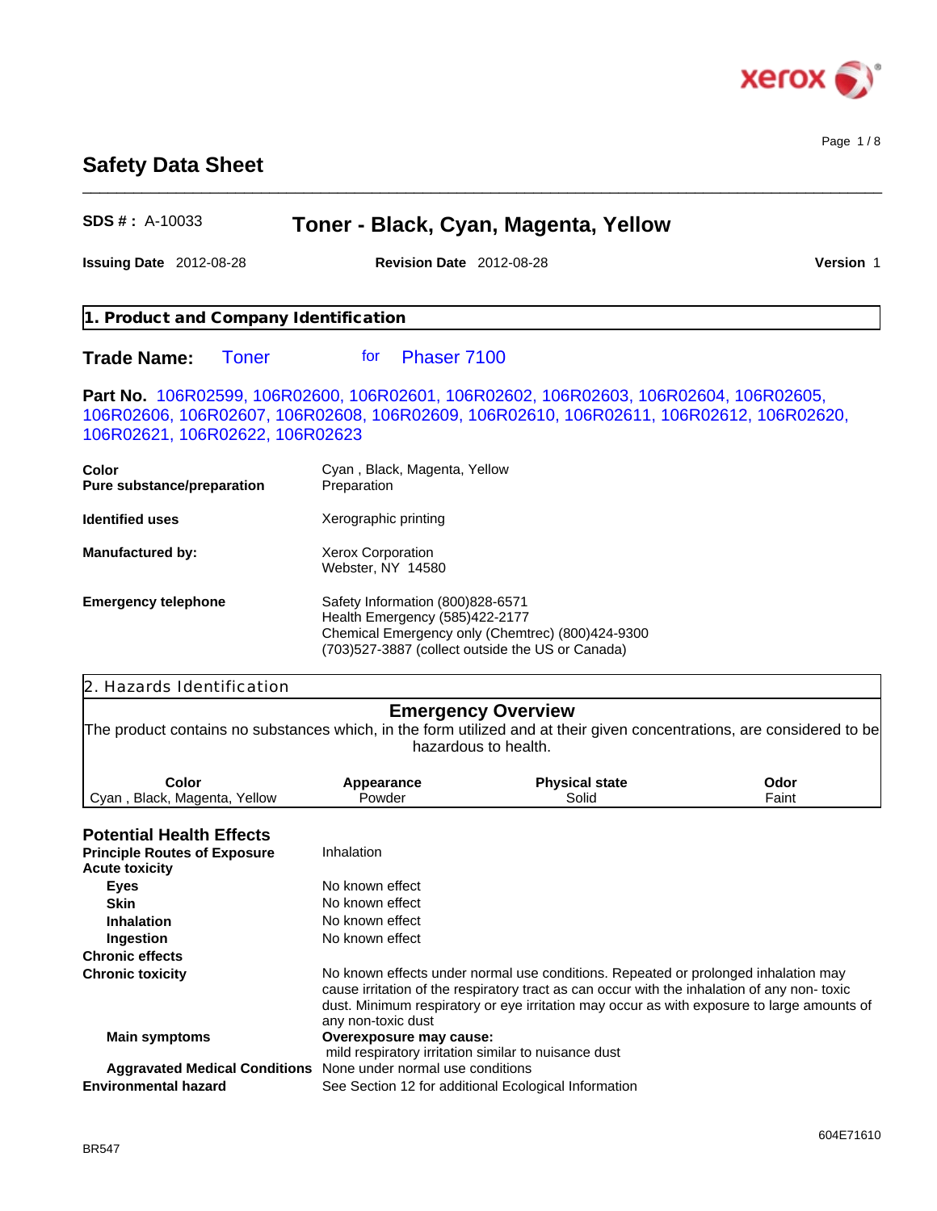# Safety Data Sheet

**SDS # :** A-10033

## Toner - Black, Cyan, Magenta, Yellow

**Issuing Date** 2012-08-28 **Revision Date** 2012-08-28 **Version** 1

## 1. Product and Company Identification

**Trade Name:** Toner for Phaser 7100

**Part No.** 106R02599, 106R02600, 106R02601, 106R02602, 106R02603, 106R02604, 106R02605, 106R02606, 106R02607, 106R02608, 106R02609, 106R02610, 106R02611, 106R02612, 106R02620, 106R02621, 106R02622, 106R02623

| | |
|---|---|
| **Color** | Cyan , Black, Magenta, Yellow |
| **Pure substance/preparation** | Preparation |
| **Identified uses** | Xerographic printing |
| **Manufactured by:** | Xerox Corporation<br>Webster, NY 14580 |
| **Emergency telephone** | Safety Information (800)828-6571<br>Health Emergency (585)422-2177<br>Chemical Emergency only (Chemtrec) (800)424-9300<br>(703)527-3887 (collect outside the US or Canada) |

## 2. Hazards Identification

### Emergency Overview

The product contains no substances which, in the form utilized and at their given concentrations, are considered to be hazardous to health.

| Color | Appearance | Physical state | Odor |
|---|---|---|---|
| Cyan , Black, Magenta, Yellow | Powder | Solid | Faint |

### Potential Health Effects

| | |
|---|---|
| **Principle Routes of Exposure** | Inhalation |
| **Acute toxicity** | |
| **Eyes** | No known effect |
| **Skin** | No known effect |
| **Inhalation** | No known effect |
| **Ingestion** | No known effect |
| **Chronic effects** | |
| **Chronic toxicity** | No known effects under normal use conditions. Repeated or prolonged inhalation may cause irritation of the respiratory tract as can occur with the inhalation of any non- toxic dust. Minimum respiratory or eye irritation may occur as with exposure to large amounts of any non-toxic dust |
| **Main symptoms** | **Overexposure may cause:**<br>mild respiratory irritation similar to nuisance dust |
| **Aggravated Medical Conditions** | None under normal use conditions |
| **Environmental hazard** | See Section 12 for additional Ecological Information |

BR547

604E71610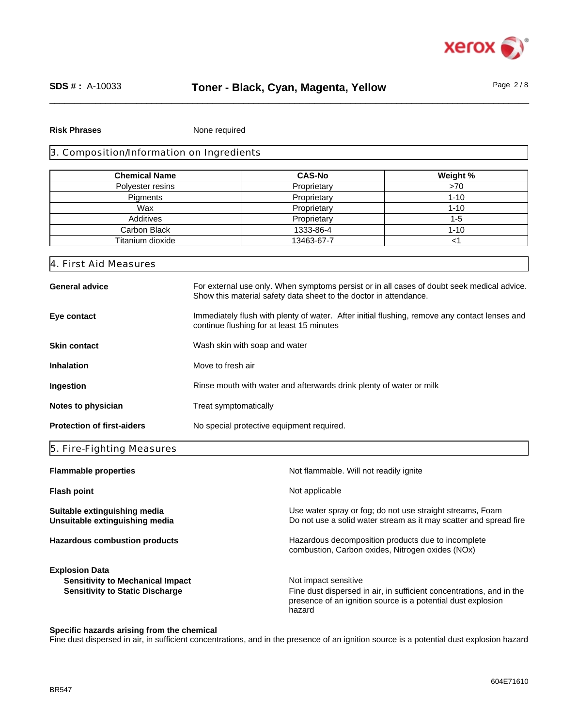**Risk Phrases** None required

## 3. Composition/Information on Ingredients

| Chemical Name | CAS-No | Weight % |
|---|---|---|
| Polyester resins | Proprietary | >70 |
| Pigments | Proprietary | 1-10 |
| Wax | Proprietary | 1-10 |
| Additives | Proprietary | 1-5 |
| Carbon Black | 1333-86-4 | 1-10 |
| Titanium dioxide | 13463-67-7 | <1 |

## 4. First Aid Measures

**General advice** For external use only. When symptoms persist or in all cases of doubt seek medical advice. Show this material safety data sheet to the doctor in attendance.

**Eye contact** Immediately flush with plenty of water. After initial flushing, remove any contact lenses and continue flushing for at least 15 minutes

**Skin contact** Wash skin with soap and water

**Inhalation** Move to fresh air

**Ingestion** Rinse mouth with water and afterwards drink plenty of water or milk

**Notes to physician** Treat symptomatically

**Protection of first-aiders** No special protective equipment required.

## 5. Fire-Fighting Measures

**Flammable properties** Not flammable. Will not readily ignite

**Flash point** Not applicable

**Suitable extinguishing media** Use water spray or fog; do not use straight streams, Foam

**Unsuitable extinguishing media** Do not use a solid water stream as it may scatter and spread fire

**Hazardous combustion products** Hazardous decomposition products due to incomplete combustion, Carbon oxides, Nitrogen oxides (NOx)

**Explosion Data**

**Sensitivity to Mechanical Impact** Not impact sensitive

**Sensitivity to Static Discharge** Fine dust dispersed in air, in sufficient concentrations, and in the presence of an ignition source is a potential dust explosion hazard

**Specific hazards arising from the chemical**

Fine dust dispersed in air, in sufficient concentrations, and in the presence of an ignition source is a potential dust explosion hazard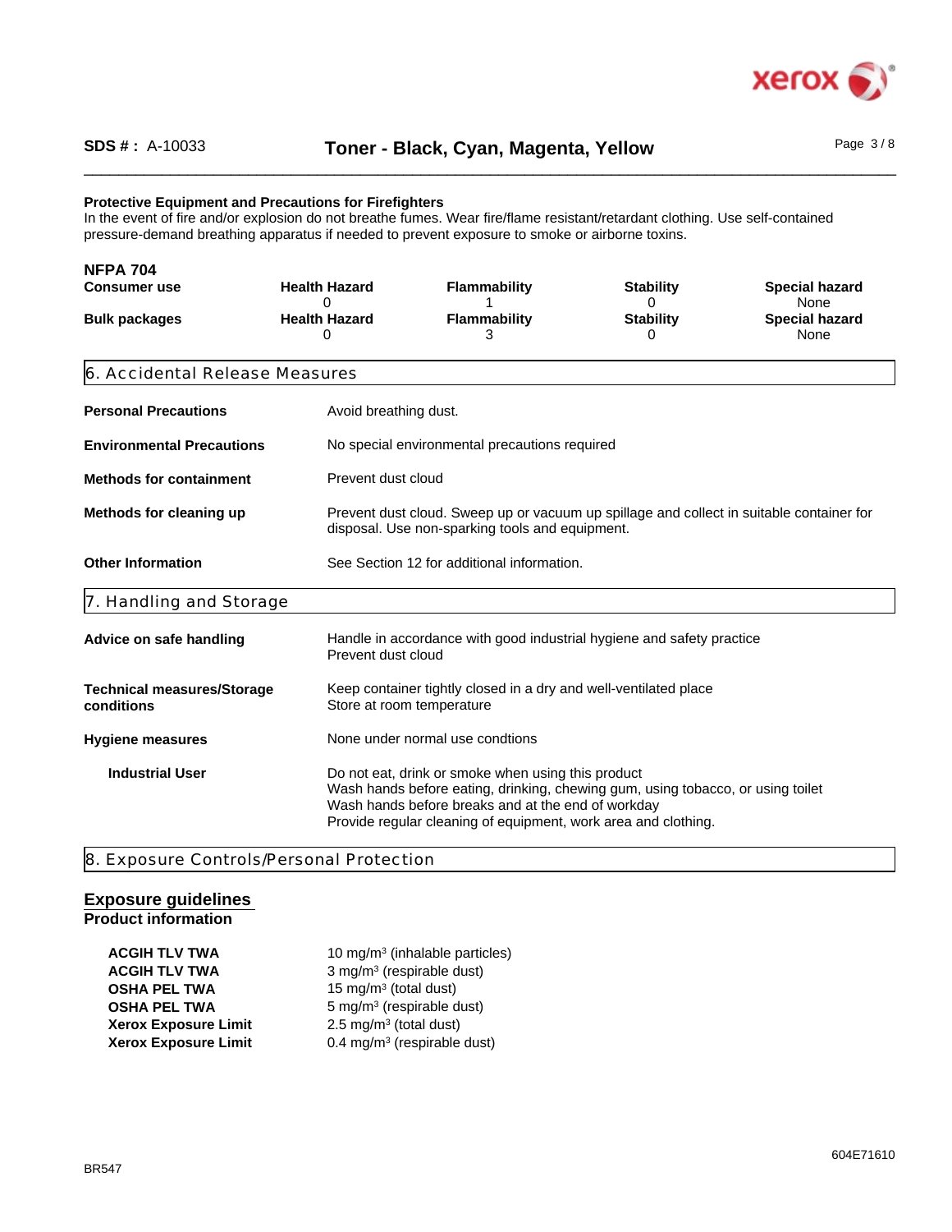**Protective Equipment and Precautions for Firefighters**
In the event of fire and/or explosion do not breathe fumes. Wear fire/flame resistant/retardant clothing. Use self-contained pressure-demand breathing apparatus if needed to prevent exposure to smoke or airborne toxins.

**NFPA 704**

| | Health Hazard | Flammability | Stability | Special hazard |
|---|---|---|---|---|
| **Consumer use** | 0 | 1 | 0 | None |
| **Bulk packages** | 0 | 3 | 0 | None |

## 6. Accidental Release Measures

**Personal Precautions** Avoid breathing dust.

**Environmental Precautions** No special environmental precautions required

**Methods for containment** Prevent dust cloud

**Methods for cleaning up** Prevent dust cloud. Sweep up or vacuum up spillage and collect in suitable container for disposal. Use non-sparking tools and equipment.

**Other Information** See Section 12 for additional information.

## 7. Handling and Storage

**Advice on safe handling** Handle in accordance with good industrial hygiene and safety practice
Prevent dust cloud

**Technical measures/Storage conditions** Keep container tightly closed in a dry and well-ventilated place
Store at room temperature

**Hygiene measures** None under normal use condtions

**Industrial User** Do not eat, drink or smoke when using this product
Wash hands before eating, drinking, chewing gum, using tobacco, or using toilet
Wash hands before breaks and at the end of workday
Provide regular cleaning of equipment, work area and clothing.

## 8. Exposure Controls/Personal Protection

### Exposure guidelines

**Product information**

| | |
|---|---|
| **ACGIH TLV TWA** | 10 mg/m³ (inhalable particles) |
| **ACGIH TLV TWA** | 3 mg/m³ (respirable dust) |
| **OSHA PEL TWA** | 15 mg/m³ (total dust) |
| **OSHA PEL TWA** | 5 mg/m³ (respirable dust) |
| **Xerox Exposure Limit** | 2.5 mg/m³ (total dust) |
| **Xerox Exposure Limit** | 0.4 mg/m³ (respirable dust) |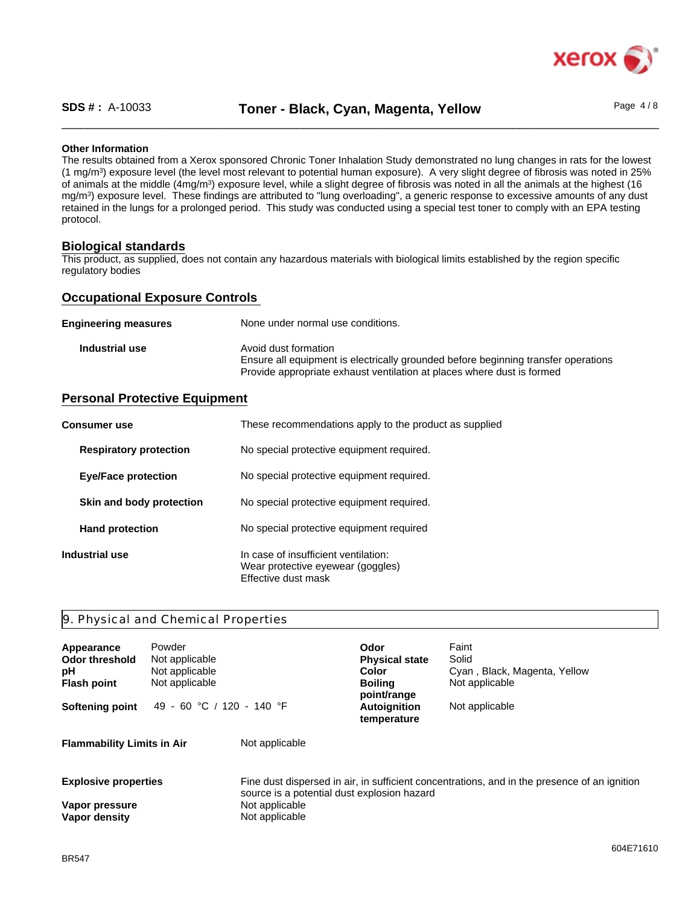**Other Information**

The results obtained from a Xerox sponsored Chronic Toner Inhalation Study demonstrated no lung changes in rats for the lowest (1 mg/m$^3$) exposure level (the level most relevant to potential human exposure). A very slight degree of fibrosis was noted in 25% of animals at the middle (4mg/m$^3$) exposure level, while a slight degree of fibrosis was noted in all the animals at the highest (16 mg/m$^3$) exposure level. These findings are attributed to "lung overloading", a generic response to excessive amounts of any dust retained in the lungs for a prolonged period. This study was conducted using a special test toner to comply with an EPA testing protocol.

## Biological standards

This product, as supplied, does not contain any hazardous materials with biological limits established by the region specific regulatory bodies

## Occupational Exposure Controls

| | |
|---|---|
| **Engineering measures** | None under normal use conditions. |
| **Industrial use** | Avoid dust formation<br>Ensure all equipment is electrically grounded before beginning transfer operations<br>Provide appropriate exhaust ventilation at places where dust is formed |

## Personal Protective Equipment

| | |
|---|---|
| **Consumer use** | These recommendations apply to the product as supplied |
| **Respiratory protection** | No special protective equipment required. |
| **Eye/Face protection** | No special protective equipment required. |
| **Skin and body protection** | No special protective equipment required. |
| **Hand protection** | No special protective equipment required |
| **Industrial use** | In case of insufficient ventilation:<br>Wear protective eyewear (goggles)<br>Effective dust mask |

## 9. Physical and Chemical Properties

| | | | |
|---|---|---|---|
| **Appearance** | Powder | **Odor** | Faint |
| **Odor threshold** | Not applicable | **Physical state** | Solid |
| **pH** | Not applicable | **Color** | Cyan , Black, Magenta, Yellow |
| **Flash point** | Not applicable | **Boiling point/range** | Not applicable |
| **Softening point** | 49 - 60 °C / 120 - 140 °F | **Autoignition temperature** | Not applicable |

| | |
|---|---|
| **Flammability Limits in Air** | Not applicable |
| **Explosive properties** | Fine dust dispersed in air, in sufficient concentrations, and in the presence of an ignition source is a potential dust explosion hazard |
| **Vapor pressure** | Not applicable |
| **Vapor density** | Not applicable |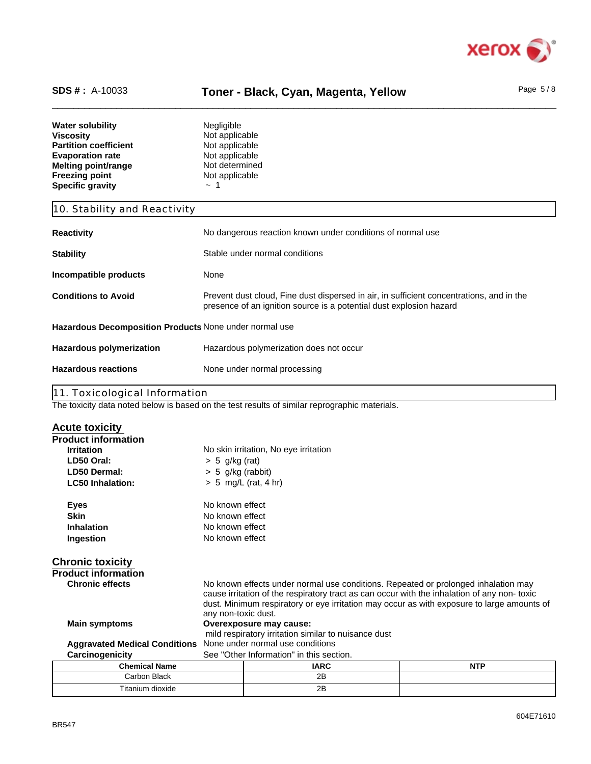**Water solubility** Negligible
**Viscosity** Not applicable
**Partition coefficient** Not applicable
**Evaporation rate** Not applicable
**Melting point/range** Not determined
**Freezing point** Not applicable
**Specific gravity** ~ 1

## 10. Stability and Reactivity

**Reactivity** No dangerous reaction known under conditions of normal use

**Stability** Stable under normal conditions

**Incompatible products** None

**Conditions to Avoid** Prevent dust cloud, Fine dust dispersed in air, in sufficient concentrations, and in the presence of an ignition source is a potential dust explosion hazard

**Hazardous Decomposition Products** None under normal use

**Hazardous polymerization** Hazardous polymerization does not occur

**Hazardous reactions** None under normal processing

## 11. Toxicological Information

The toxicity data noted below is based on the test results of similar reprographic materials.

### Acute toxicity

**Product information**

**Irritation** No skin irritation, No eye irritation
**LD50 Oral:** > 5 g/kg (rat)
**LD50 Dermal:** > 5 g/kg (rabbit)
**LC50 Inhalation:** > 5 mg/L (rat, 4 hr)

**Eyes** No known effect
**Skin** No known effect
**Inhalation** No known effect
**Ingestion** No known effect

### Chronic toxicity

**Product information**

**Chronic effects** No known effects under normal use conditions. Repeated or prolonged inhalation may cause irritation of the respiratory tract as can occur with the inhalation of any non- toxic dust. Minimum respiratory or eye irritation may occur as with exposure to large amounts of any non-toxic dust.

**Main symptoms** **Overexposure may cause:**
mild respiratory irritation similar to nuisance dust

**Aggravated Medical Conditions** None under normal use conditions

**Carcinogenicity** See "Other Information" in this section.

| Chemical Name | IARC | NTP |
|---|---|---|
| Carbon Black | 2B | |
| Titanium dioxide | 2B | |

BR547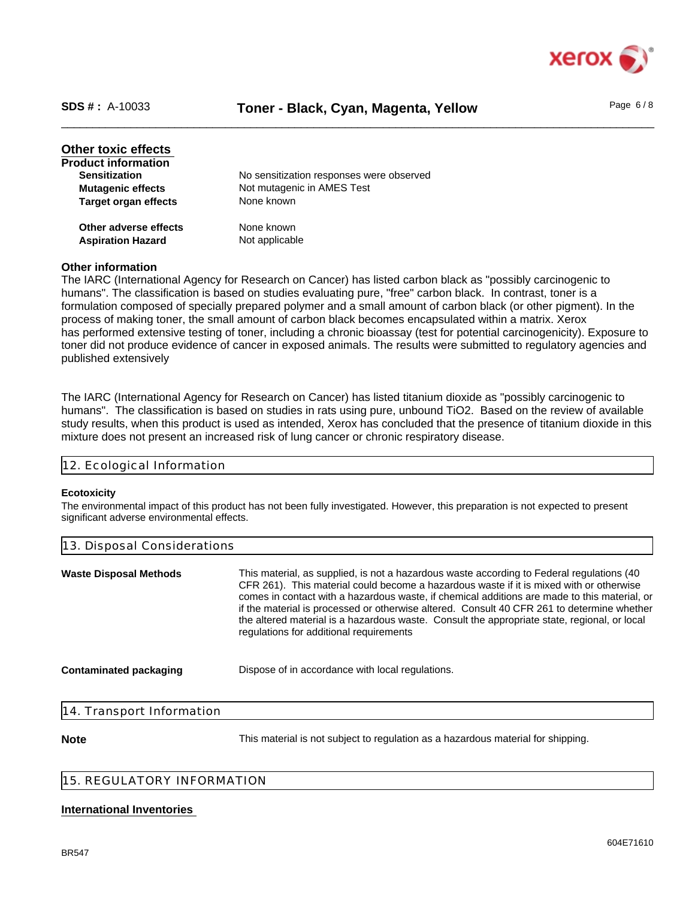### Other toxic effects

**Product information**

| | |
|---|---|
| **Sensitization** | No sensitization responses were observed |
| **Mutagenic effects** | Not mutagenic in AMES Test |
| **Target organ effects** | None known |
| **Other adverse effects** | None known |
| **Aspiration Hazard** | Not applicable |

**Other information**

The IARC (International Agency for Research on Cancer) has listed carbon black as "possibly carcinogenic to humans". The classification is based on studies evaluating pure, "free" carbon black. In contrast, toner is a formulation composed of specially prepared polymer and a small amount of carbon black (or other pigment). In the process of making toner, the small amount of carbon black becomes encapsulated within a matrix. Xerox has performed extensive testing of toner, including a chronic bioassay (test for potential carcinogenicity). Exposure to toner did not produce evidence of cancer in exposed animals. The results were submitted to regulatory agencies and published extensively

The IARC (International Agency for Research on Cancer) has listed titanium dioxide as "possibly carcinogenic to humans". The classification is based on studies in rats using pure, unbound $TiO_2$. Based on the review of available study results, when this product is used as intended, Xerox has concluded that the presence of titanium dioxide in this mixture does not present an increased risk of lung cancer or chronic respiratory disease.

## 12. Ecological Information

**Ecotoxicity**

The environmental impact of this product has not been fully investigated. However, this preparation is not expected to present significant adverse environmental effects.

## 13. Disposal Considerations

**Waste Disposal Methods**

This material, as supplied, is not a hazardous waste according to Federal regulations (40 CFR 261). This material could become a hazardous waste if it is mixed with or otherwise comes in contact with a hazardous waste, if chemical additions are made to this material, or if the material is processed or otherwise altered. Consult 40 CFR 261 to determine whether the altered material is a hazardous waste. Consult the appropriate state, regional, or local regulations for additional requirements

**Contaminated packaging**

Dispose of in accordance with local regulations.

## 14. Transport Information

**Note**

This material is not subject to regulation as a hazardous material for shipping.

## 15. REGULATORY INFORMATION

**International Inventories**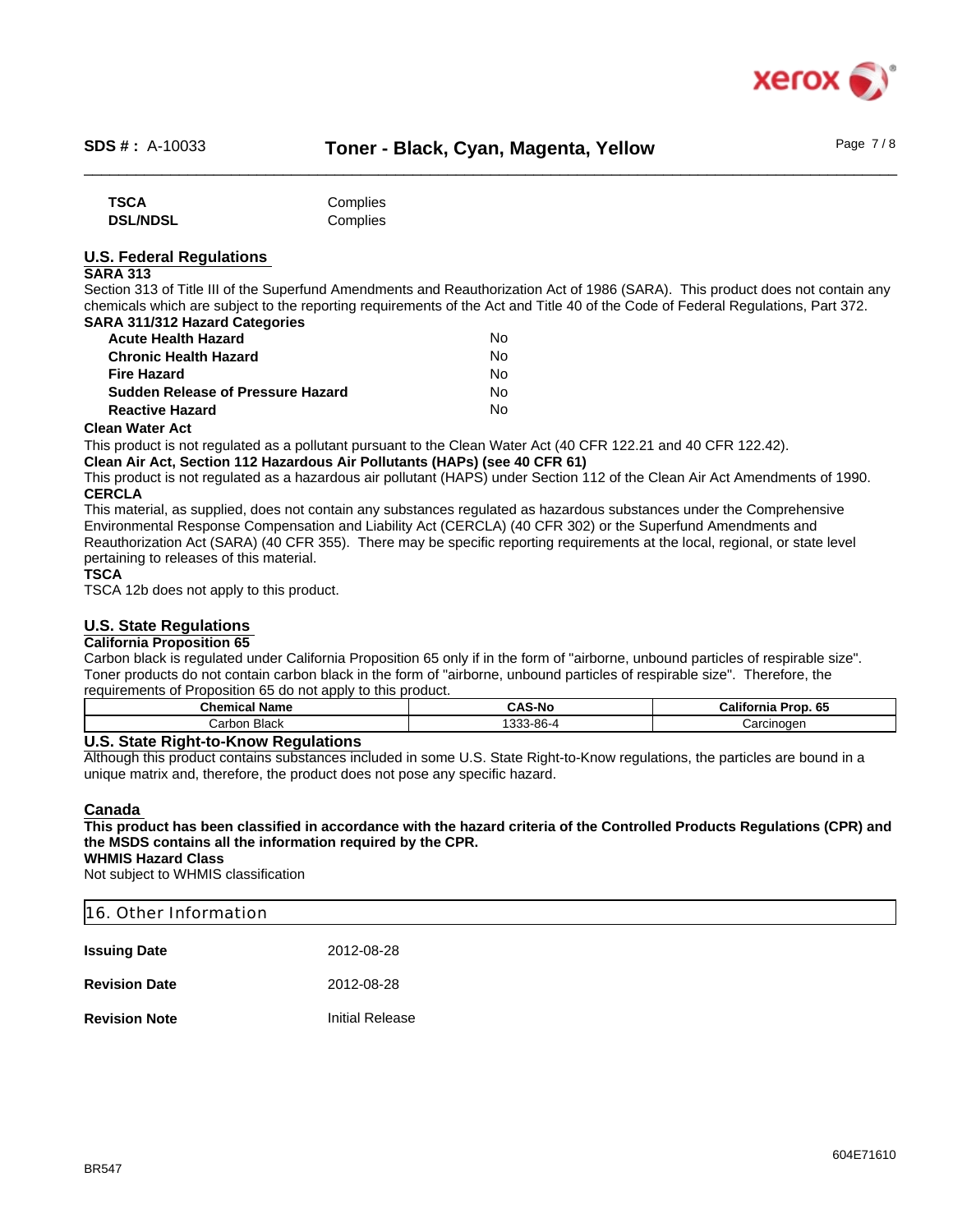| | |
|---|---|
| **TSCA** | Complies |
| **DSL/NDSL** | Complies |

### U.S. Federal Regulations

**SARA 313**

Section 313 of Title III of the Superfund Amendments and Reauthorization Act of 1986 (SARA). This product does not contain any chemicals which are subject to the reporting requirements of the Act and Title 40 of the Code of Federal Regulations, Part 372.

**SARA 311/312 Hazard Categories**

| | |
|---|---|
| **Acute Health Hazard** | No |
| **Chronic Health Hazard** | No |
| **Fire Hazard** | No |
| **Sudden Release of Pressure Hazard** | No |
| **Reactive Hazard** | No |

**Clean Water Act**

This product is not regulated as a pollutant pursuant to the Clean Water Act (40 CFR 122.21 and 40 CFR 122.42).

**Clean Air Act, Section 112 Hazardous Air Pollutants (HAPs) (see 40 CFR 61)**

This product is not regulated as a hazardous air pollutant (HAPS) under Section 112 of the Clean Air Act Amendments of 1990.

**CERCLA**

This material, as supplied, does not contain any substances regulated as hazardous substances under the Comprehensive Environmental Response Compensation and Liability Act (CERCLA) (40 CFR 302) or the Superfund Amendments and Reauthorization Act (SARA) (40 CFR 355). There may be specific reporting requirements at the local, regional, or state level pertaining to releases of this material.

**TSCA**

TSCA 12b does not apply to this product.

### U.S. State Regulations

**California Proposition 65**

Carbon black is regulated under California Proposition 65 only if in the form of "airborne, unbound particles of respirable size". Toner products do not contain carbon black in the form of "airborne, unbound particles of respirable size". Therefore, the requirements of Proposition 65 do not apply to this product.

| Chemical Name | CAS-No | California Prop. 65 |
|---|---|---|
| Carbon Black | 1333-86-4 | Carcinogen |

**U.S. State Right-to-Know Regulations**

Although this product contains substances included in some U.S. State Right-to-Know regulations, the particles are bound in a unique matrix and, therefore, the product does not pose any specific hazard.

### Canada

**This product has been classified in accordance with the hazard criteria of the Controlled Products Regulations (CPR) and the MSDS contains all the information required by the CPR.**

**WHMIS Hazard Class**

Not subject to WHMIS classification

## 16. Other Information

| | |
|---|---|
| **Issuing Date** | 2012-08-28 |
| **Revision Date** | 2012-08-28 |
| **Revision Note** | Initial Release |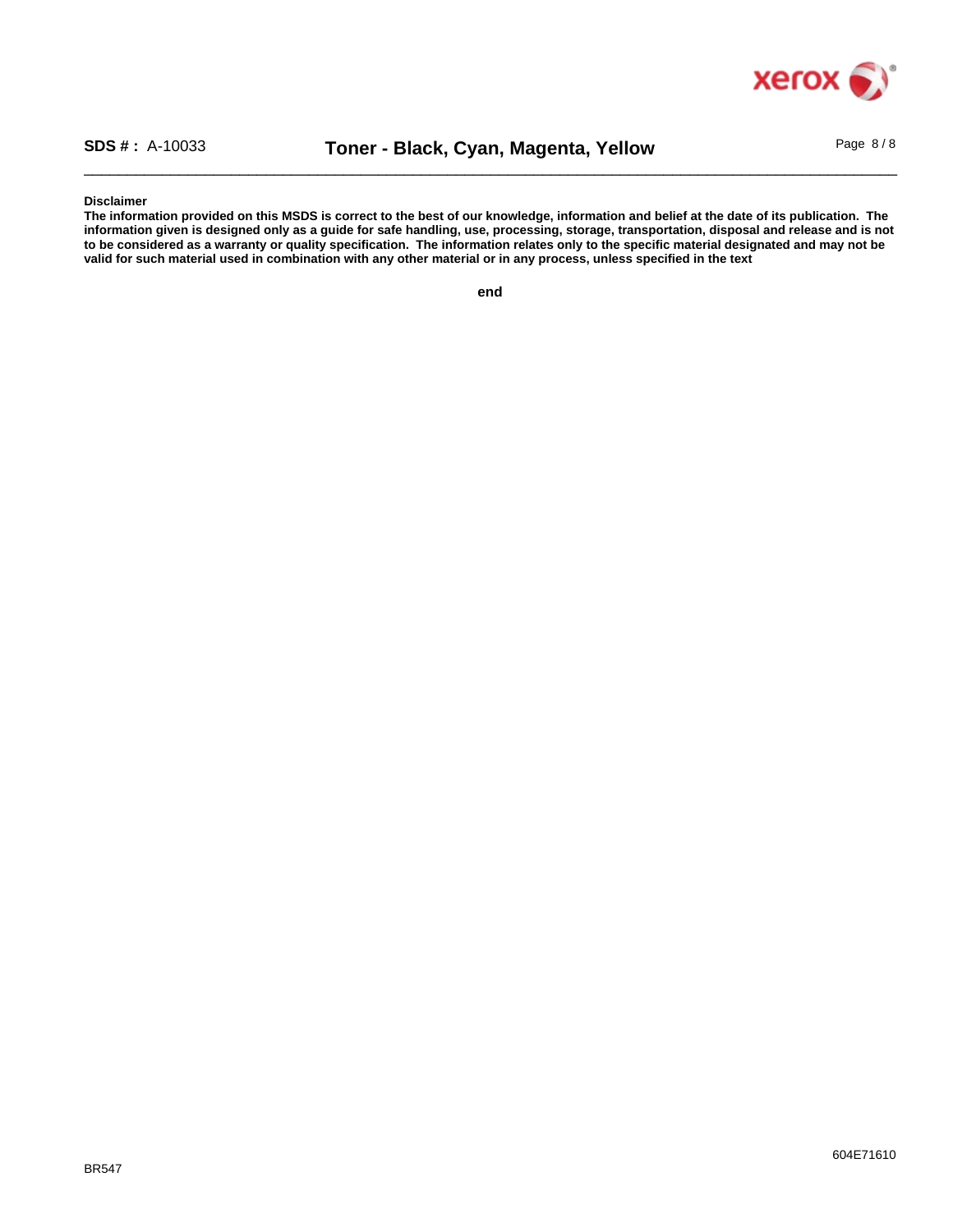**Disclaimer**

**The information provided on this MSDS is correct to the best of our knowledge, information and belief at the date of its publication. The information given is designed only as a guide for safe handling, use, processing, storage, transportation, disposal and release and is not to be considered as a warranty or quality specification. The information relates only to the specific material designated and may not be valid for such material used in combination with any other material or in any process, unless specified in the text**

**end**